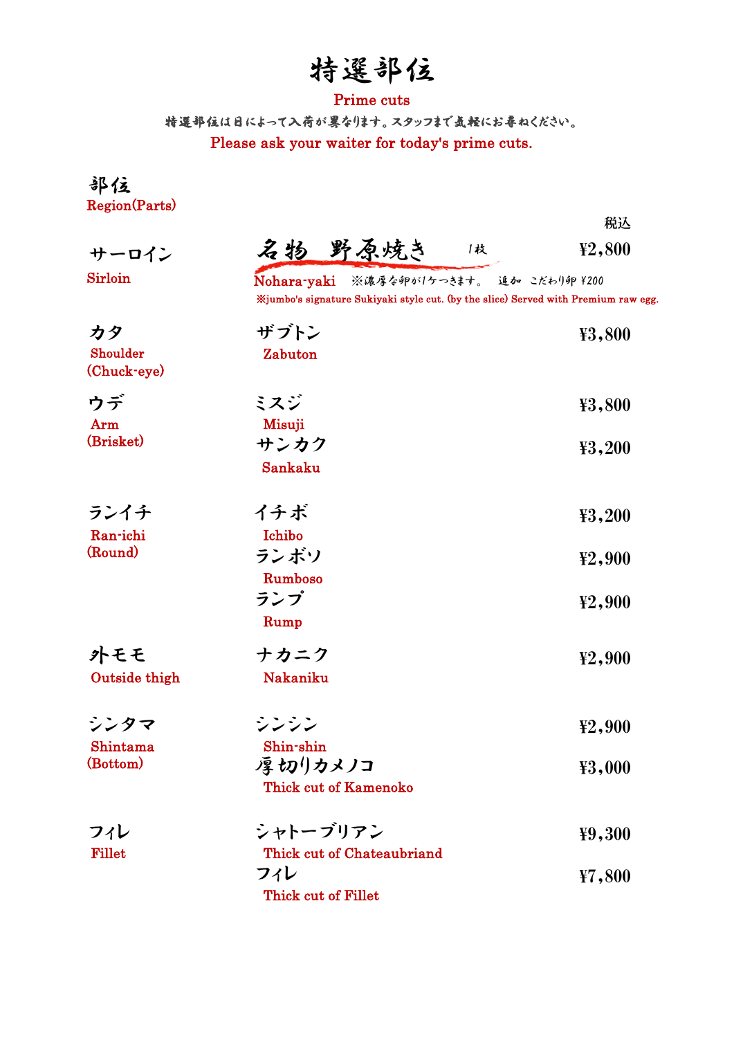# 特選部位

Prime cuts

特選部位は日によって入荷が異なります。スタッフまで気軽にお尋ねください。

Please ask your waiter for today's prime cuts.

| 部位<br>Region(Parts) | | 税込 |
|---|---|---|
| サーロイン<br>Sirloin | 名物　野原焼き　1枚<br>Nohara-yaki　※濃厚な卵が1ケつきます。　追加　こだわり卵 ¥200<br>※jumbo's signature Sukiyaki style cut. (by the slice) Served with Premium raw egg. | ¥2,800 |
| カタ<br>Shoulder<br>(Chuck-eye) | ザブトン<br>Zabuton | ¥3,800 |
| ウデ<br>Arm<br>(Brisket) | ミスジ<br>Misuji | ¥3,800 |
| | サンカク<br>Sankaku | ¥3,200 |
| ランイチ<br>Ran-ichi<br>(Round) | イチボ<br>Ichibo | ¥3,200 |
| | ランボソ<br>Rumboso | ¥2,900 |
| | ランプ<br>Rump | ¥2,900 |
| 外モモ<br>Outside thigh | ナカニク<br>Nakaniku | ¥2,900 |
| シンタマ<br>Shintama<br>(Bottom) | シンシン<br>Shin-shin | ¥2,900 |
| | 厚切りカメノコ<br>Thick cut of Kamenoko | ¥3,000 |
| フィレ<br>Fillet | シャトーブリアン<br>Thick cut of Chateaubriand | ¥9,300 |
| | フィレ<br>Thick cut of Fillet | ¥7,800 |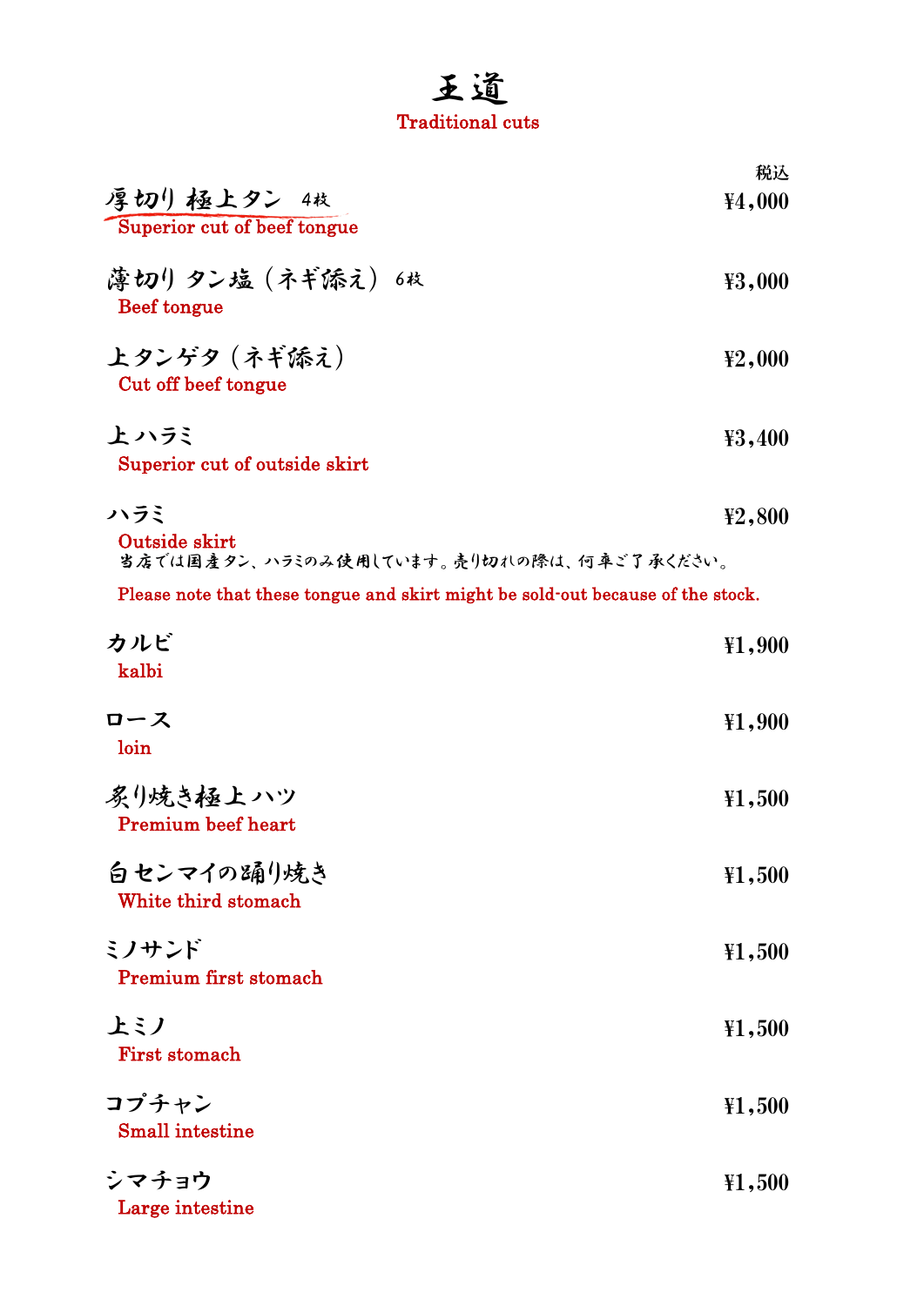# 王道

Traditional cuts

| | 税込 |
|---|---|
| 厚切り 極上タン　4枚<br>Superior cut of beef tongue | ¥4,000 |
| 薄切り タン塩（ネギ添え）　6枚<br>Beef tongue | ¥3,000 |
| 上タンゲタ（ネギ添え）<br>Cut off beef tongue | ¥2,000 |
| 上ハラミ<br>Superior cut of outside skirt | ¥3,400 |
| ハラミ<br>Outside skirt | ¥2,800 |

当店では国産タン、ハラミのみ使用しています。売り切れの際は、何卒ご了承ください。

Please note that these tongue and skirt might be sold-out because of the stock.

| | |
|---|---|
| カルビ<br>kalbi | ¥1,900 |
| ロース<br>loin | ¥1,900 |
| 炙り焼き極上ハツ<br>Premium beef heart | ¥1,500 |
| 白センマイの踊り焼き<br>White third stomach | ¥1,500 |
| ミノサンド<br>Premium first stomach | ¥1,500 |
| 上ミノ<br>First stomach | ¥1,500 |
| コプチャン<br>Small intestine | ¥1,500 |
| シマチョウ<br>Large intestine | ¥1,500 |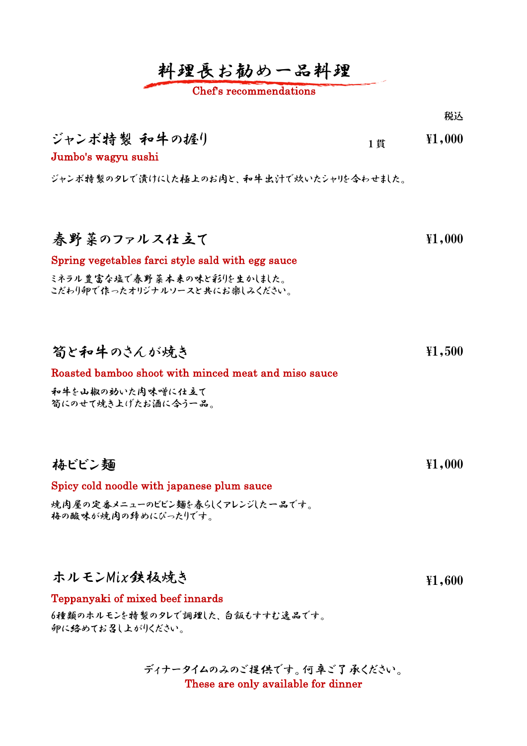# 料理長お勧め一品料理

Chef's recommendations

税込

## ジャンボ特製 和牛の握り　1貫　¥1,000

Jumbo's wagyu sushi

ジャンボ特製のタレで漬けにした極上のお肉と、和牛出汁で炊いたシャリを合わせました。

## 春野菜のファルス仕立て　¥1,000

Spring vegetables farci style sald with egg sauce

ミネラル豊富な塩で春野菜本来の味と彩りを生かしました。
こだわり卵で作ったオリジナルソースと共にお楽しみください。

## 筍と和牛のさんが焼き　¥1,500

Roasted bamboo shoot with minced meat and miso sauce

和牛を山椒の効いた肉味噌に仕立て
筍にのせて焼き上げたお酒に合う一品。

## 梅ビビン麺　¥1,000

Spicy cold noodle with japanese plum sauce

焼肉屋の定番メニューのビビン麺を春らしくアレンジした一品です。
梅の酸味が焼肉の締めにぴったりです。

## ホルモンMix鉄板焼き　¥1,600

Teppanyaki of mixed beef innards

6種類のホルモンを特製のタレで調理した、白飯もすすむ逸品です。
卵に絡めてお召し上がりください。

ディナータイムのみのご提供です。何卒ご了承ください。
These are only available for dinner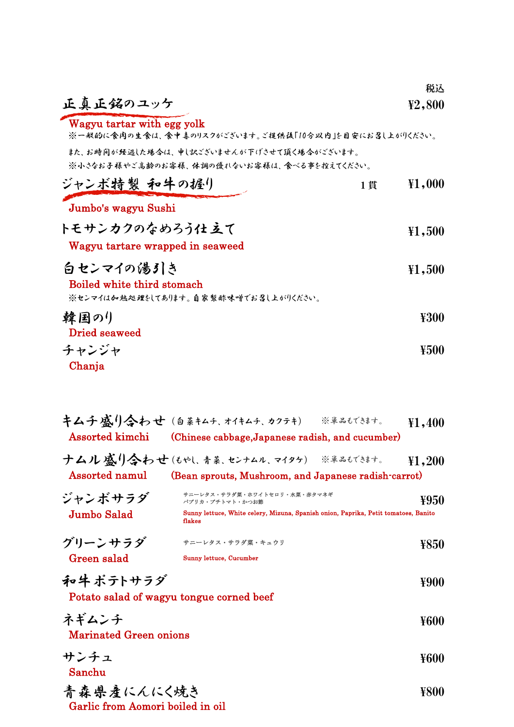税込

## 正真正銘のユッケ　¥2,800

Wagyu tartar with egg yolk

※一般的に食肉の生食は、食中毒のリスクがございます。ご提供後「10分以内」を目安にお召し上がりください。

また、お時間が経過した場合は、申し訳ございませんが下げさせて頂く場合がございます。

※小さなお子様やご高齢のお客様、体調の優れないお客様は、食べる事を控えてください。

## ジャンボ特製 和牛の握り　1貫　¥1,000

Jumbo's wagyu Sushi

## トモサンカクのなめろう仕立て　¥1,500

Wagyu tartare wrapped in seaweed

## 白センマイの湯引き　¥1,500

Boiled white third stomach

※センマイは加熱処理をしてあります。自家製酢味噌でお召し上がりください。

## 韓国のり　¥300

Dried seaweed

## チャンジャ　¥500

Chanja

## キムチ盛り合わせ（白菜キムチ、オイキムチ、カクテキ）　※単品もできます。　¥1,400

Assorted kimchi　(Chinese cabbage,Japanese radish, and cucumber)

## ナムル盛り合わせ（もやし、青菜、センナムル、マイタケ）　※単品もできます。　¥1,200

Assorted namul　(Bean sprouts, Mushroom, and Japanese radish-carrot)

## ジャンボサラダ　¥950

Jumbo Salad

サニーレタス・サラダ菜・ホワイトセロリ・水菜・赤タマネギ
パプリカ・プチトマト・かつお節

Sunny lettuce, White celery, Mizuna, Spanish onion, Paprika, Petit tomatoes, Banito flakes

## グリーンサラダ　¥850

Green salad

サニーレタス・サラダ菜・キュウリ

Sunny lettuce, Cucumber

## 和牛ポテトサラダ　¥900

Potato salad of wagyu tongue corned beef

## ネギムンチ　¥600

Marinated Green onions

## サンチュ　¥600

Sanchu

## 青森県産にんにく焼き　¥800

Garlic from Aomori boiled in oil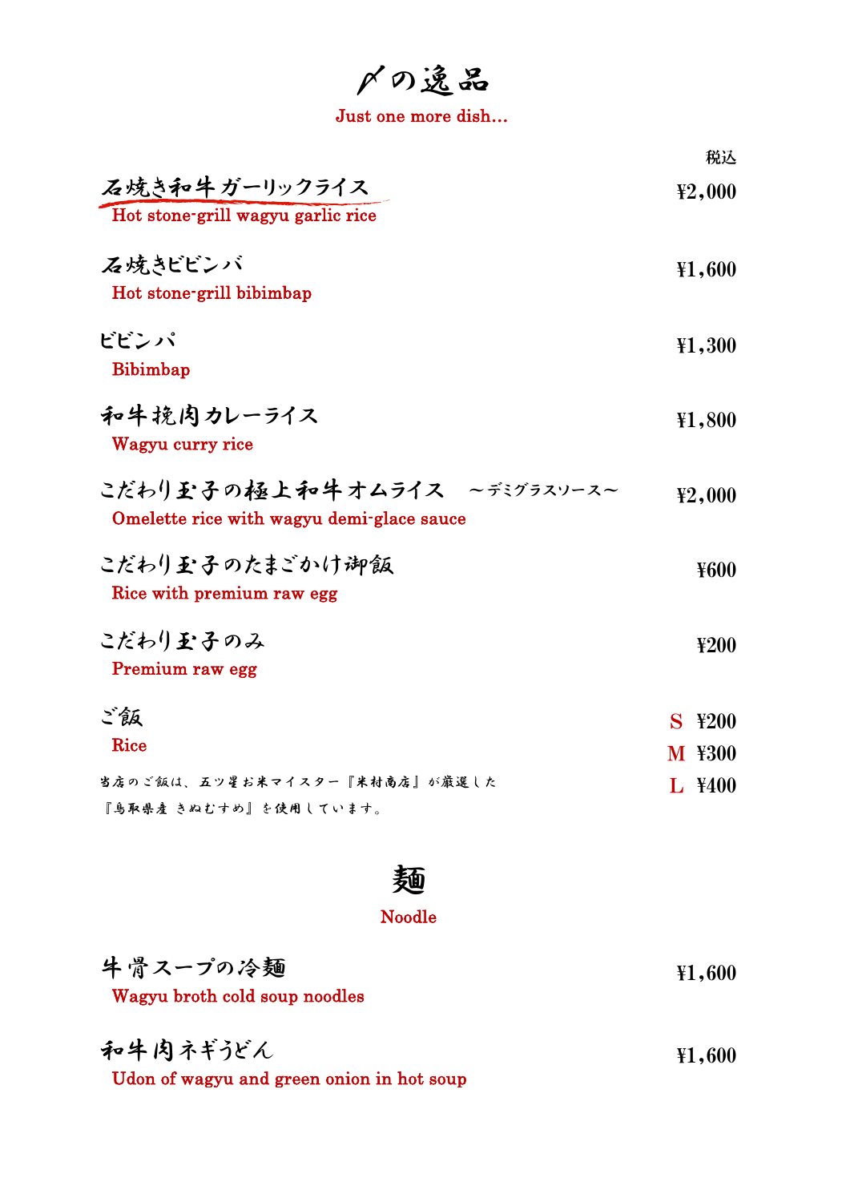# 〆の逸品

Just one more dish…

税込

**石焼き和牛ガーリックライス** ¥2,000
Hot stone-grill wagyu garlic rice

**石焼きビビンバ** ¥1,600
Hot stone-grill bibimbap

**ビビンパ** ¥1,300
Bibimbap

**和牛挽肉カレーライス** ¥1,800
Wagyu curry rice

**こだわり玉子の極上和牛オムライス　～デミグラスソース～** ¥2,000
Omelette rice with wagyu demi-glace sauce

**こだわり玉子のたまごかけ御飯** ¥600
Rice with premium raw egg

**こだわり玉子のみ** ¥200
Premium raw egg

**ご飯** S ¥200 / M ¥300 / L ¥400
Rice

当店のご飯は、五ツ星お米マイスター『米村商店』が厳選した
『鳥取県産 きぬむすめ』を使用しています。

# 麺

Noodle

**牛骨スープの冷麺** ¥1,600
Wagyu broth cold soup noodles

**和牛肉ネギうどん** ¥1,600
Udon of wagyu and green onion in hot soup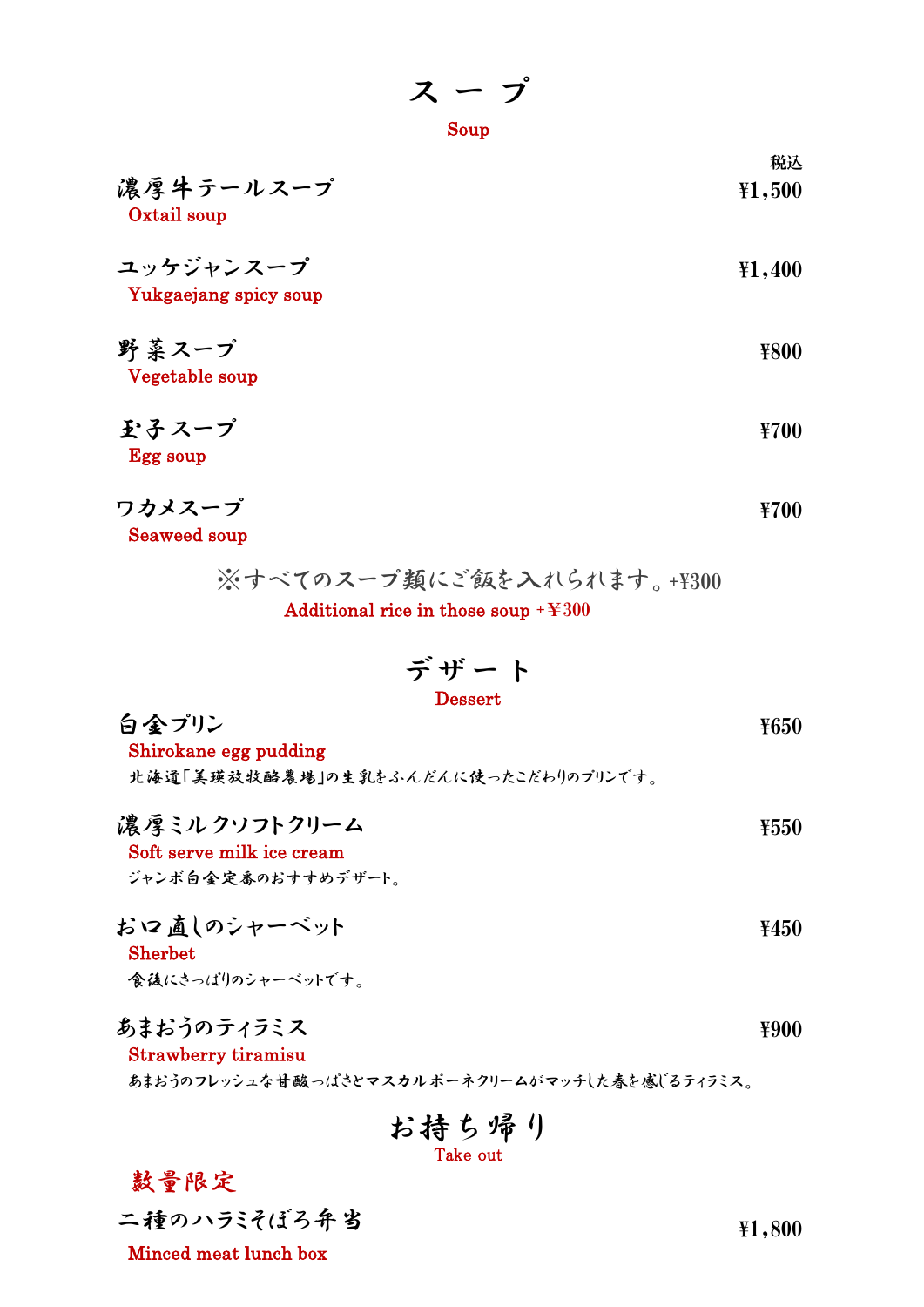# スープ

Soup

税込

濃厚牛テールスープ ¥1,500
Oxtail soup

ユッケジャンスープ ¥1,400
Yukgaejang spicy soup

野菜スープ ¥800
Vegetable soup

玉子スープ ¥700
Egg soup

ワカメスープ ¥700
Seaweed soup

※すべてのスープ類にご飯を入れられます。+¥300
Additional rice in those soup +￥300

# デザート

Dessert

白金プリン ¥650
Shirokane egg pudding
北海道「美瑛放牧酪農場」の生乳をふんだんに使ったこだわりのプリンです。

濃厚ミルクソフトクリーム ¥550
Soft serve milk ice cream
ジャンボ白金定番のおすすめデザート。

お口直しのシャーベット ¥450
Sherbet
食後にさっぱりのシャーベットです。

あまおうのティラミス ¥900
Strawberry tiramisu
あまおうのフレッシュな甘酸っぱさとマスカルポーネクリームがマッチした春を感じるティラミス。

# お持ち帰り

Take out

数量限定

二種のハラミそぼろ弁当 ¥1,800
Minced meat lunch box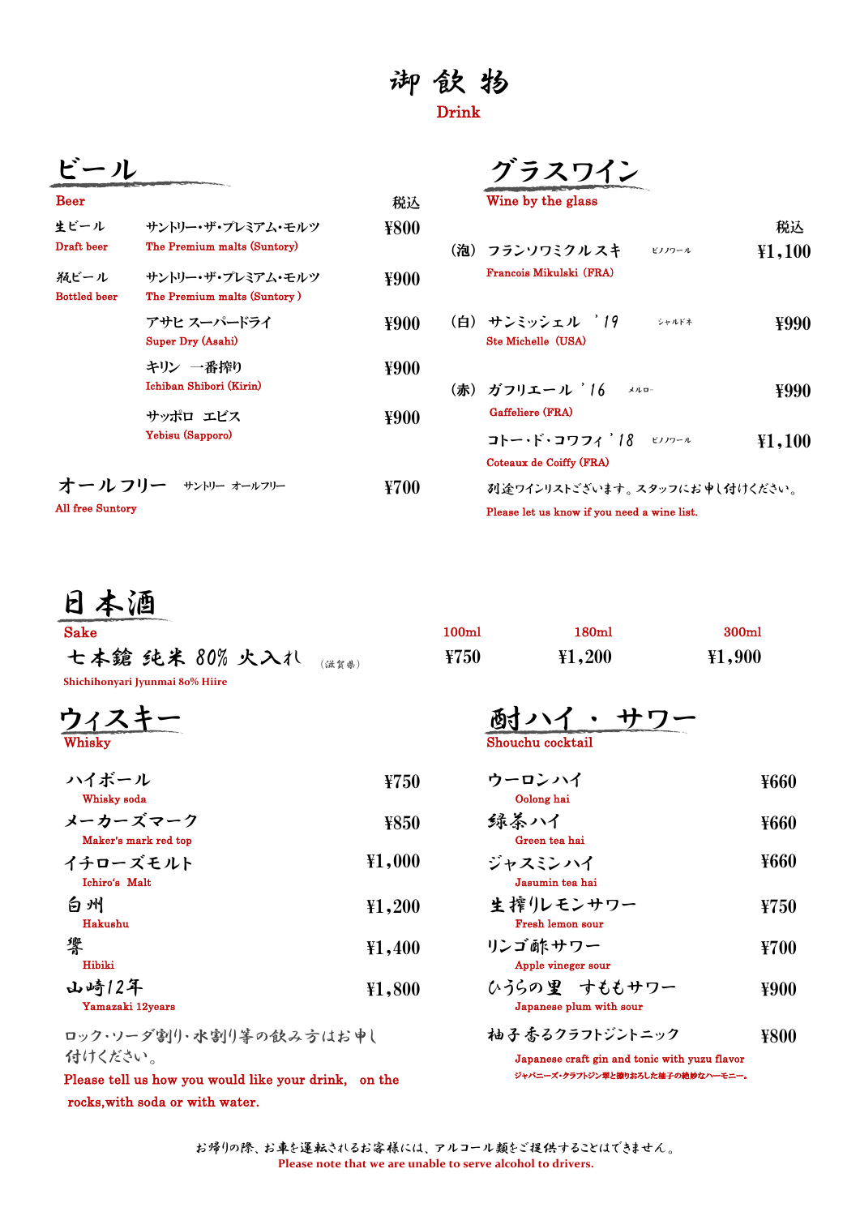# 御飲物

Drink

## ビール

Beer

| | | 税込 |
|---|---|---|
| 生ビール Draft beer | サントリー・ザ・プレミアム・モルツ The Premium malts (Suntory) | ¥800 |
| 瓶ビール Bottled beer | サントリー・ザ・プレミアム・モルツ The Premium malts (Suntory ) | ¥900 |
| | アサヒ スーパードライ Super Dry (Asahi) | ¥900 |
| | キリン 一番搾り Ichiban Shibori (Kirin) | ¥900 |
| | サッポロ エビス Yebisu (Sapporo) | ¥900 |

オールフリー サントリー オールフリー ¥700

All free Suntory

## グラスワイン

Wine by the glass

| | | | 税込 |
|---|---|---|---|
| (泡) | フランソワミクルスキ Francois Mikulski (FRA) | ピノノワール | ¥1,100 |
| (白) | サンミッシェル '19 Ste Michelle (USA) | シャルドネ | ¥990 |
| (赤) | ガフリエール '16 Gaffeliere (FRA) | メルロー | ¥990 |
| | コトー・ド・コワフィ '18 Coteaux de Coiffy (FRA) | ピノノワール | ¥1,100 |

別途ワインリストございます。スタッフにお申し付けください。

Please let us know if you need a wine list.

## 日本酒

Sake

| | 100ml | 180ml | 300ml |
|---|---|---|---|
| 七本鎗 純米 80% 火入れ (滋賀県) Shichihonyari Jyunmai 80% Hiire | ¥750 | ¥1,200 | ¥1,900 |

## ウィスキー

Whisky

| | |
|---|---|
| ハイボール Whisky soda | ¥750 |
| メーカーズマーク Maker's mark red top | ¥850 |
| イチローズモルト Ichiro's Malt | ¥1,000 |
| 白州 Hakushu | ¥1,200 |
| 響 Hibiki | ¥1,400 |
| 山崎12年 Yamazaki 12years | ¥1,800 |

ロック・ソーダ割り・水割り等の飲み方はお申し付けください。

Please tell us how you would like your drink, on the rocks,with soda or with water.

## 酎ハイ・サワー

Shouchu cocktail

| | |
|---|---|
| ウーロンハイ Oolong hai | ¥660 |
| 緑茶ハイ Green tea hai | ¥660 |
| ジャスミンハイ Jasumin tea hai | ¥660 |
| 生搾りレモンサワー Fresh lemon sour | ¥750 |
| リンゴ酢サワー Apple vineger sour | ¥700 |
| ひうらの里 すももサワー Japanese plum with sour | ¥900 |
| 柚子香るクラフトジントニック Japanese craft gin and tonic with yuzu flavor ジャパニーズ・クラフトジン翠と搾りおろした柚子の絶妙なハーモニー。 | ¥800 |

お帰りの際、お車を運転されるお客様には、アルコール類をご提供することはできません。

Please note that we are unable to serve alcohol to drivers.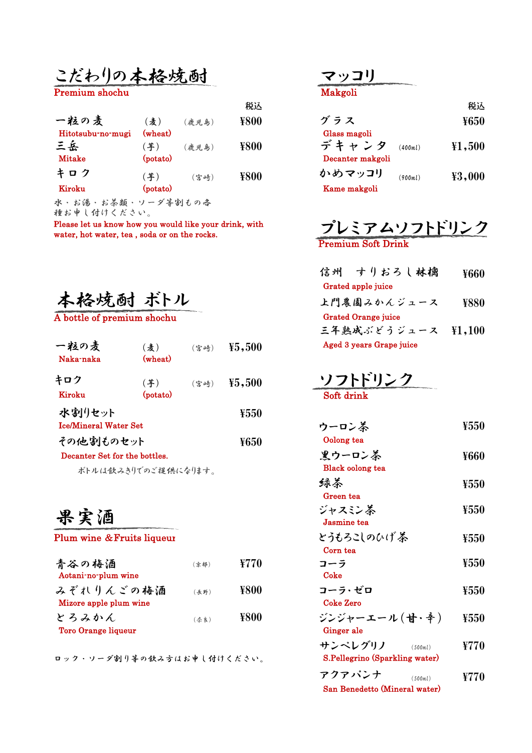## こだわりの本格焼酎
Premium shochu

| | | | 税込 |
|---|---|---|---|
| 一粒の麦<br>Hitotsubu-no-mugi | （麦）<br>(wheat) | （鹿児島） | ¥800 |
| 三岳<br>Mitake | （芋）<br>(potato) | （鹿児島） | ¥800 |
| キロク<br>Kiroku | （芋）<br>(potato) | （宮崎） | ¥800 |

水・お湯・お茶類・ソーダ等割もの各種お申し付けください。
Please let us know how you would like your drink, with water, hot water, tea , soda or on the rocks.

## 本格焼酎 ボトル
A bottle of premium shochu

| | | | |
|---|---|---|---|
| 一粒の麦<br>Naka-naka | （麦）<br>(wheat) | （宮崎） | ¥5,500 |
| キロク<br>Kiroku | （芋）<br>(potato) | （宮崎） | ¥5,500 |
| 水割りセット<br>Ice/Mineral Water Set | | | ¥550 |
| その他割ものセット<br>Decanter Set for the bottles. | | | ¥650 |

ボトルは飲みきりでのご提供になります。

## 果実酒
Plum wine &Fruits liqueur

| | | |
|---|---|---|
| 青谷の梅酒<br>Aotani-no-plum wine | （京都） | ¥770 |
| みぞれりんごの梅酒<br>Mizore apple plum wine | （長野） | ¥800 |
| とろみかん<br>Toro Orange liqueur | （奈良） | ¥800 |

ロック・ソーダ割り等の飲み方はお申し付けください。

## マッコリ
Makgoli

| | | 税込 |
|---|---|---|
| グラス<br>Glass magoli | | ¥650 |
| デキャンタ<br>Decanter makgoli | (400ml) | ¥1,500 |
| かめマッコリ<br>Kame makgoli | (900ml) | ¥3,000 |

## プレミアムソフトドリンク
Premium Soft Drink

| | |
|---|---|
| 信州 すりおろし林檎<br>Grated apple juice | ¥660 |
| 上門農園みかんジュース<br>Grated Orange juice | ¥880 |
| 三年熟成ぶどうジュース<br>Aged 3 years Grape juice | ¥1,100 |

## ソフトドリンク
Soft drink

| | | |
|---|---|---|
| ウーロン茶<br>Oolong tea | | ¥550 |
| 黒ウーロン茶<br>Black oolong tea | | ¥660 |
| 緑茶<br>Green tea | | ¥550 |
| ジャスミン茶<br>Jasmine tea | | ¥550 |
| とうもろこしのひげ茶<br>Corn tea | | ¥550 |
| コーラ<br>Coke | | ¥550 |
| コーラ・ゼロ<br>Coke Zero | | ¥550 |
| ジンジャーエール（甘・辛）<br>Ginger ale | | ¥550 |
| サンペレグリノ<br>S.Pellegrino (Sparkling water) | (500ml) | ¥770 |
| アクアパンナ<br>San Benedetto (Mineral water) | (500ml) | ¥770 |